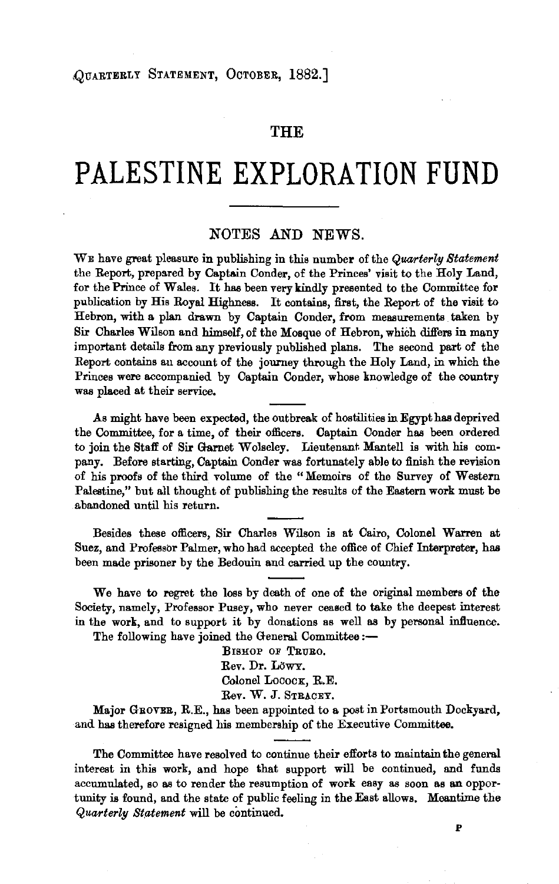# THE PALESTINE EXPLORATION FUND

## NOTES AND NEWS.

We have great pleasure in publishing in this number of the *Quarterly Statement* the Report, prepared by Captain Conder, of the Princes' visit to the Holy Land, for the Prince of Wales. It has been very kindly presented to the Committee for publication by His Royal Highness. It contains, first, the Report of the visit to Hebron, with a plan drawn by Captain Conder, from measurements taken by Sir Charles Wilson and himself, of the Mosque of Hebron, which differs in many important details from any previously published plans. The second part of the Report contains an account of the journey through the Holy Land, in which the Princes were accompanied by Captain Conder, whose knowledge of the country was placed at their service.

---

As might have been expected, the outbreak of hostilities in Egypt has deprived the Committee, for a time, of their officers. Captain Conder has been ordered to join the Staff of Sir Garnet Wolseley. Lieutenant Mantell is with his company. Before starting, Captain Conder was fortunately able to finish the revision of his proofs of the third volume of the "Memoirs of the Survey of Western Palestine," but all thought of publishing the results of the Eastern work must be abandoned until his return.

---

Besides these officers, Sir Charles Wilson is at Cairo, Colonel Warren at Suez, and Professor Palmer, who had accepted the office of Chief Interpreter, has been made prisoner by the Bedouin and carried up the country.

---

We have to regret the loss by death of one of the original members of the Society, namely, Professor Pusey, who never ceased to take the deepest interest in the work, and to support it by donations as well as by personal influence.

The following have joined the General Committee:—

Bishop of Truro.
Rev. Dr. Löwy.
Colonel Locock, R.E.
Rev. W. J. Stracey.

Major Grover, R.E., has been appointed to a post in Portsmouth Dockyard, and has therefore resigned his membership of the Executive Committee.

---

The Committee have resolved to continue their efforts to maintain the general interest in this work, and hope that support will be continued, and funds accumulated, so as to render the resumption of work easy as soon as an opportunity is found, and the state of public feeling in the East allows. Meantime the *Quarterly Statement* will be continued.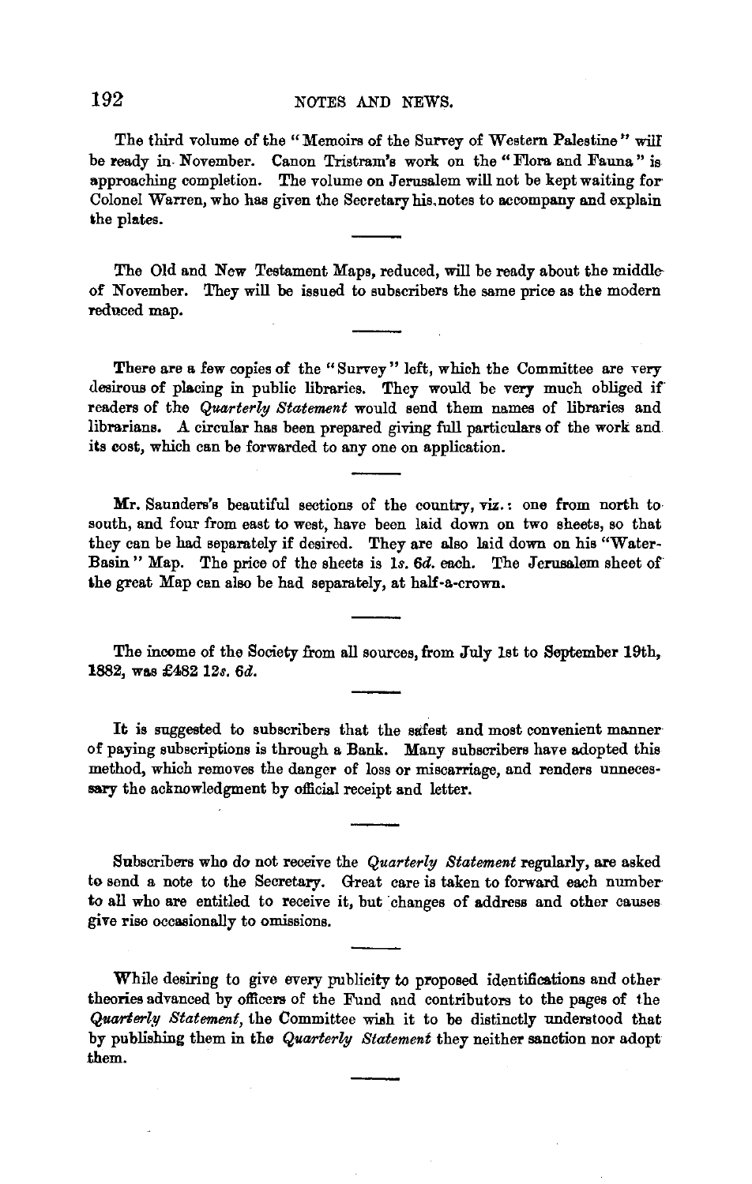The third volume of the "Memoirs of the Survey of Western Palestine" will be ready in November. Canon Tristram's work on the "Flora and Fauna" is approaching completion. The volume on Jerusalem will not be kept waiting for Colonel Warren, who has given the Secretary his notes to accompany and explain the plates.

---

The Old and New Testament Maps, reduced, will be ready about the middle of November. They will be issued to subscribers the same price as the modern reduced map.

---

There are a few copies of the "Survey" left, which the Committee are very desirous of placing in public libraries. They would be very much obliged if readers of the *Quarterly Statement* would send them names of libraries and librarians. A circular has been prepared giving full particulars of the work and its cost, which can be forwarded to any one on application.

---

Mr. Saunders's beautiful sections of the country, viz.: one from north to south, and four from east to west, have been laid down on two sheets, so that they can be had separately if desired. They are also laid down on his "Water-Basin" Map. The price of the sheets is 1*s*. 6*d*. each. The Jerusalem sheet of the great Map can also be had separately, at half-a-crown.

---

The income of the Society from all sources, from July 1st to September 19th, 1882, was £482 12*s*. 6*d*.

---

It is suggested to subscribers that the safest and most convenient manner of paying subscriptions is through a Bank. Many subscribers have adopted this method, which removes the danger of loss or miscarriage, and renders unnecessary the acknowledgment by official receipt and letter.

---

Subscribers who do not receive the *Quarterly Statement* regularly, are asked to send a note to the Secretary. Great care is taken to forward each number to all who are entitled to receive it, but changes of address and other causes give rise occasionally to omissions.

---

While desiring to give every publicity to proposed identifications and other theories advanced by officers of the Fund and contributors to the pages of the *Quarterly Statement*, the Committee wish it to be distinctly understood that by publishing them in the *Quarterly Statement* they neither sanction nor adopt them.

---